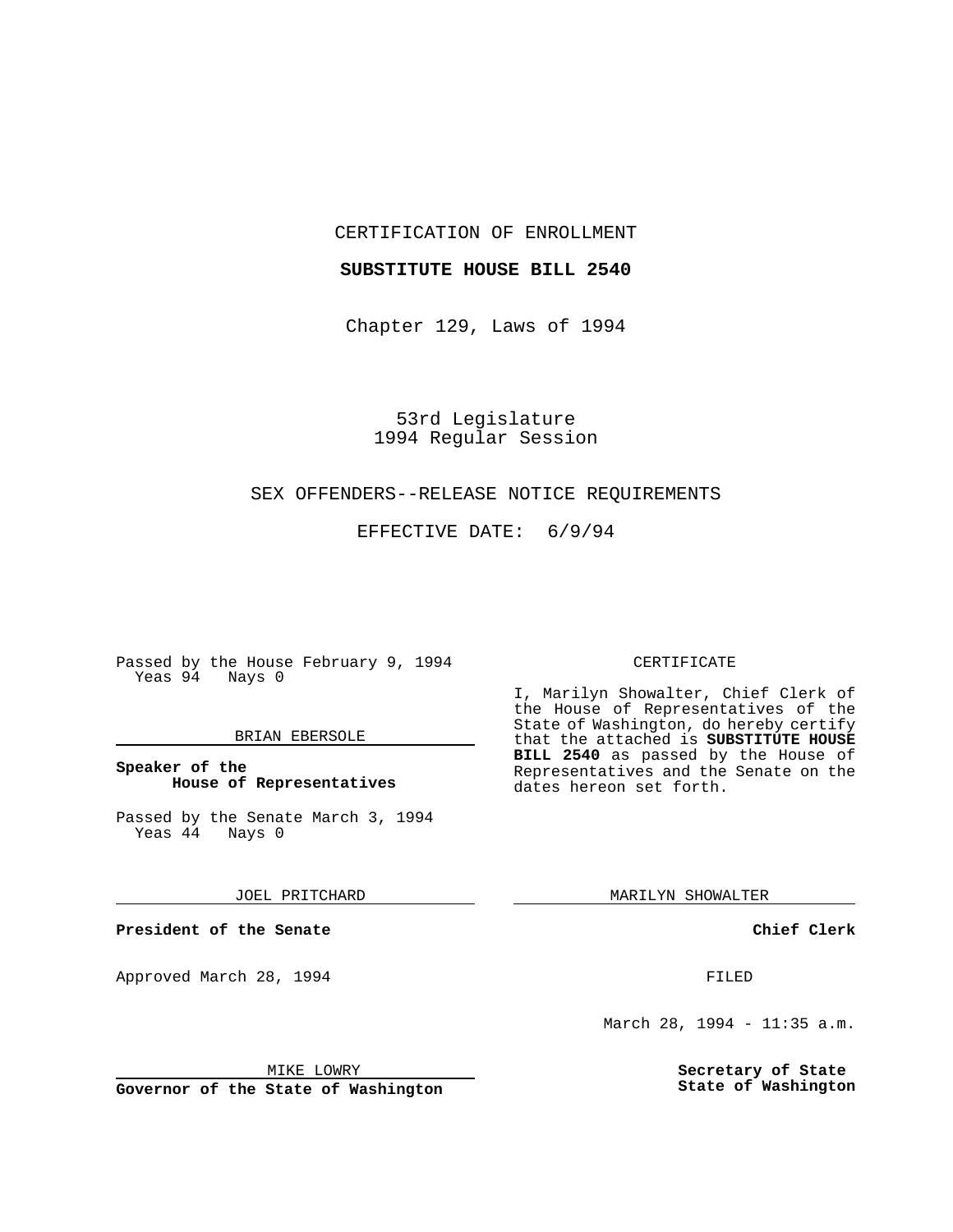CERTIFICATION OF ENROLLMENT

**SUBSTITUTE HOUSE BILL 2540**

Chapter 129, Laws of 1994

53rd Legislature
1994 Regular Session

SEX OFFENDERS--RELEASE NOTICE REQUIREMENTS

EFFECTIVE DATE: 6/9/94

Passed by the House February 9, 1994
Yeas 94 Nays 0

BRIAN EBERSOLE

**Speaker of the House of Representatives**

Passed by the Senate March 3, 1994
Yeas 44 Nays 0

JOEL PRITCHARD

**President of the Senate**

Approved March 28, 1994

MIKE LOWRY

**Governor of the State of Washington**

CERTIFICATE

I, Marilyn Showalter, Chief Clerk of the House of Representatives of the State of Washington, do hereby certify that the attached is **SUBSTITUTE HOUSE BILL 2540** as passed by the House of Representatives and the Senate on the dates hereon set forth.

MARILYN SHOWALTER

**Chief Clerk**

FILED

March 28, 1994 - 11:35 a.m.

**Secretary of State**
**State of Washington**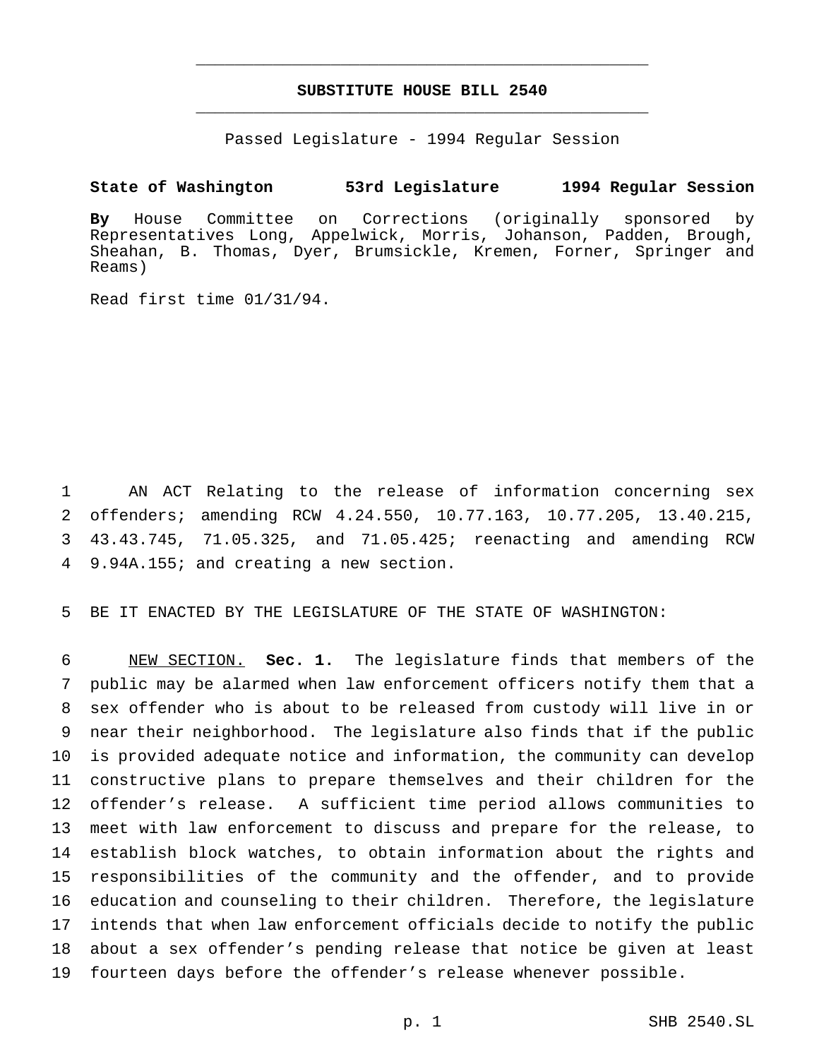# SUBSTITUTE HOUSE BILL 2540

Passed Legislature - 1994 Regular Session

**State of Washington 53rd Legislature 1994 Regular Session**

**By** House Committee on Corrections (originally sponsored by Representatives Long, Appelwick, Morris, Johanson, Padden, Brough, Sheahan, B. Thomas, Dyer, Brumsickle, Kremen, Forner, Springer and Reams)

Read first time 01/31/94.

1 AN ACT Relating to the release of information concerning sex
2 offenders; amending RCW 4.24.550, 10.77.163, 10.77.205, 13.40.215,
3 43.43.745, 71.05.325, and 71.05.425; reenacting and amending RCW
4 9.94A.155; and creating a new section.

5 BE IT ENACTED BY THE LEGISLATURE OF THE STATE OF WASHINGTON:

6 NEW SECTION. **Sec. 1.** The legislature finds that members of the
7 public may be alarmed when law enforcement officers notify them that a
8 sex offender who is about to be released from custody will live in or
9 near their neighborhood. The legislature also finds that if the public
10 is provided adequate notice and information, the community can develop
11 constructive plans to prepare themselves and their children for the
12 offender's release. A sufficient time period allows communities to
13 meet with law enforcement to discuss and prepare for the release, to
14 establish block watches, to obtain information about the rights and
15 responsibilities of the community and the offender, and to provide
16 education and counseling to their children. Therefore, the legislature
17 intends that when law enforcement officials decide to notify the public
18 about a sex offender's pending release that notice be given at least
19 fourteen days before the offender's release whenever possible.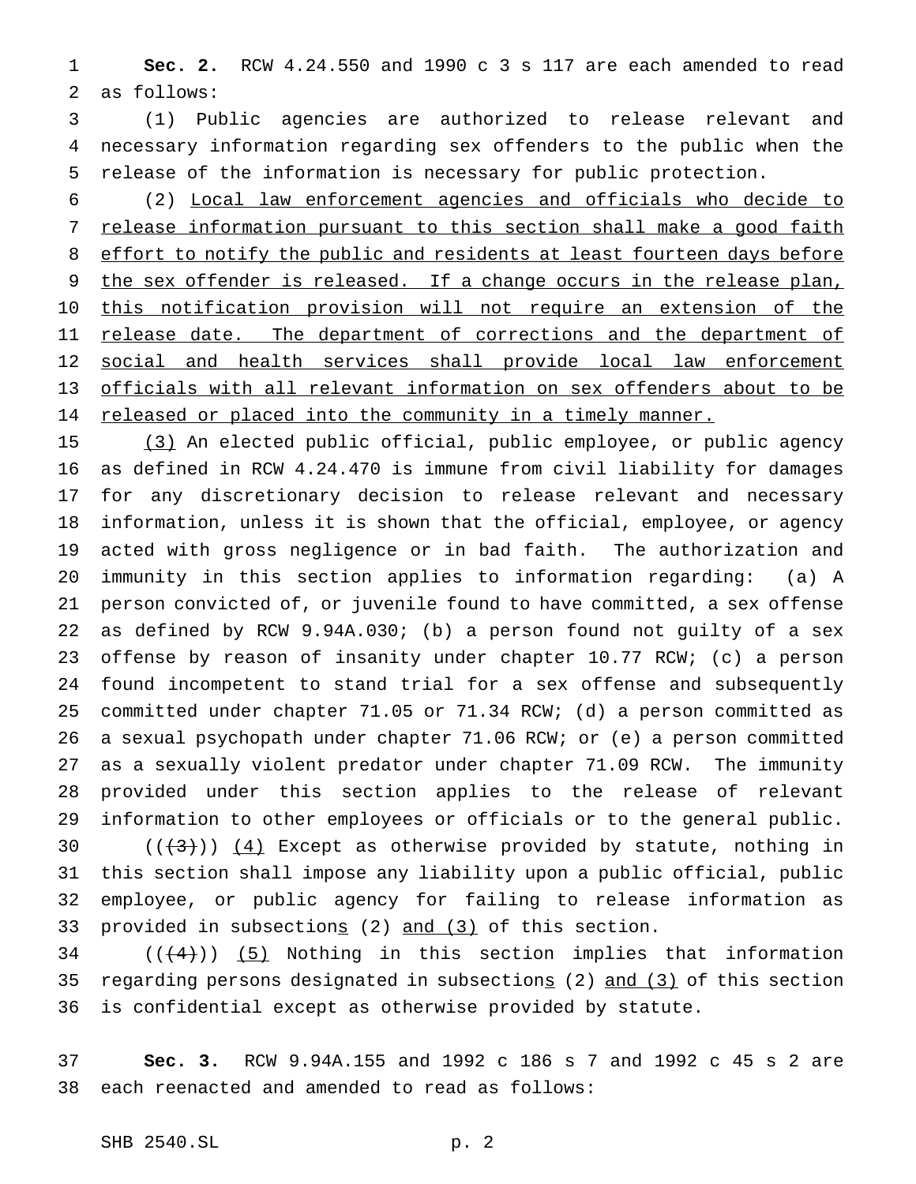**Sec. 2.** RCW 4.24.550 and 1990 c 3 s 117 are each amended to read as follows:

(1) Public agencies are authorized to release relevant and necessary information regarding sex offenders to the public when the release of the information is necessary for public protection.

(2) <u>Local law enforcement agencies and officials who decide to release information pursuant to this section shall make a good faith effort to notify the public and residents at least fourteen days before the sex offender is released. If a change occurs in the release plan, this notification provision will not require an extension of the release date. The department of corrections and the department of social and health services shall provide local law enforcement officials with all relevant information on sex offenders about to be released or placed into the community in a timely manner.</u>

<u>(3)</u> An elected public official, public employee, or public agency as defined in RCW 4.24.470 is immune from civil liability for damages for any discretionary decision to release relevant and necessary information, unless it is shown that the official, employee, or agency acted with gross negligence or in bad faith. The authorization and immunity in this section applies to information regarding: (a) A person convicted of, or juvenile found to have committed, a sex offense as defined by RCW 9.94A.030; (b) a person found not guilty of a sex offense by reason of insanity under chapter 10.77 RCW; (c) a person found incompetent to stand trial for a sex offense and subsequently committed under chapter 71.05 or 71.34 RCW; (d) a person committed as a sexual psychopath under chapter 71.06 RCW; or (e) a person committed as a sexually violent predator under chapter 71.09 RCW. The immunity provided under this section applies to the release of relevant information to other employees or officials or to the general public.

((~~(3)~~)) <u>(4)</u> Except as otherwise provided by statute, nothing in this section shall impose any liability upon a public official, public employee, or public agency for failing to release information as provided in subsection<u>s</u> (2) <u>and (3)</u> of this section.

((~~(4)~~)) <u>(5)</u> Nothing in this section implies that information regarding persons designated in subsection<u>s</u> (2) <u>and (3)</u> of this section is confidential except as otherwise provided by statute.

**Sec. 3.** RCW 9.94A.155 and 1992 c 186 s 7 and 1992 c 45 s 2 are each reenacted and amended to read as follows: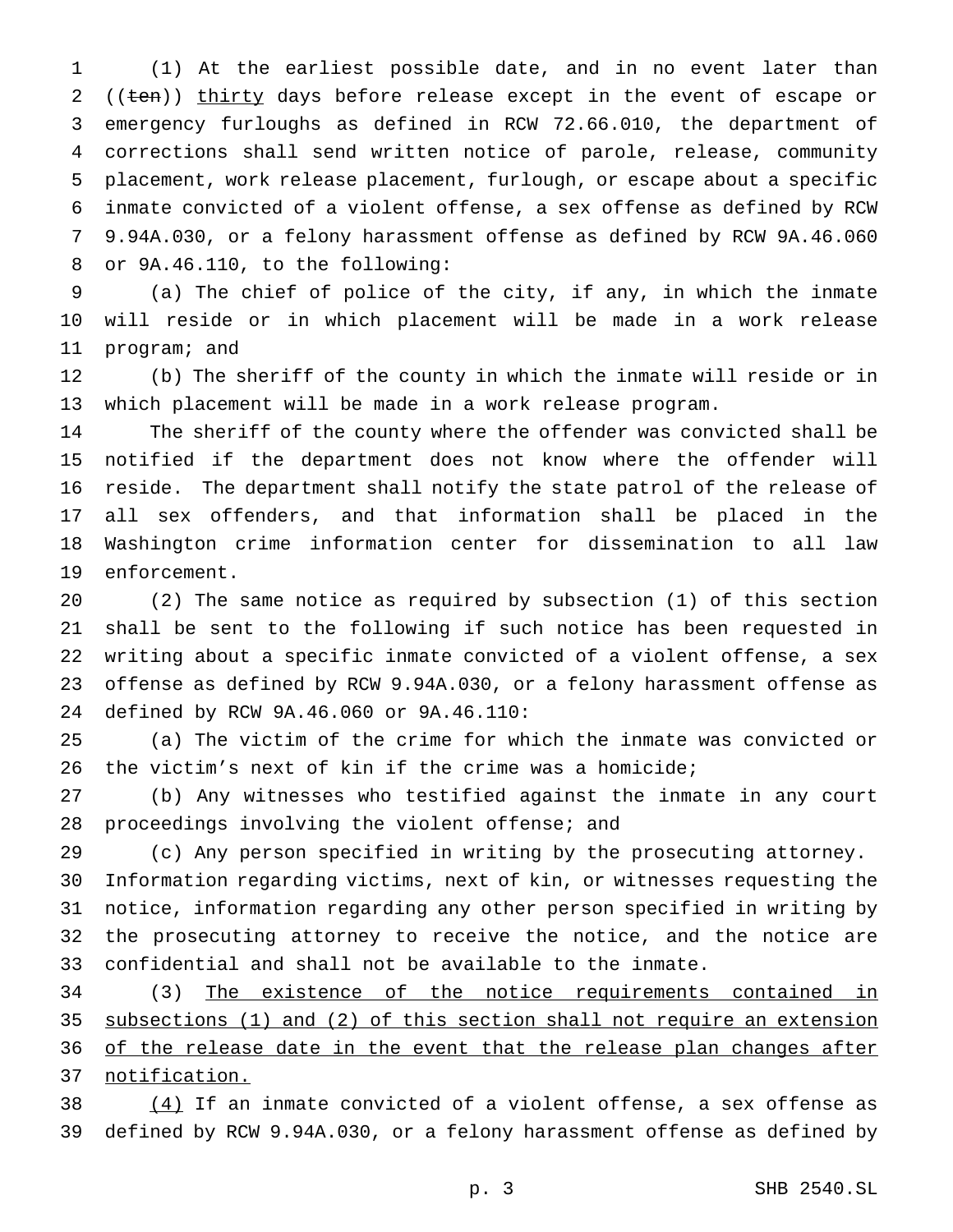(1) At the earliest possible date, and in no event later than ((~~ten~~)) <u>thirty</u> days before release except in the event of escape or emergency furloughs as defined in RCW 72.66.010, the department of corrections shall send written notice of parole, release, community placement, work release placement, furlough, or escape about a specific inmate convicted of a violent offense, a sex offense as defined by RCW 9.94A.030, or a felony harassment offense as defined by RCW 9A.46.060 or 9A.46.110, to the following:

(a) The chief of police of the city, if any, in which the inmate will reside or in which placement will be made in a work release program; and

(b) The sheriff of the county in which the inmate will reside or in which placement will be made in a work release program.

The sheriff of the county where the offender was convicted shall be notified if the department does not know where the offender will reside. The department shall notify the state patrol of the release of all sex offenders, and that information shall be placed in the Washington crime information center for dissemination to all law enforcement.

(2) The same notice as required by subsection (1) of this section shall be sent to the following if such notice has been requested in writing about a specific inmate convicted of a violent offense, a sex offense as defined by RCW 9.94A.030, or a felony harassment offense as defined by RCW 9A.46.060 or 9A.46.110:

(a) The victim of the crime for which the inmate was convicted or the victim's next of kin if the crime was a homicide;

(b) Any witnesses who testified against the inmate in any court proceedings involving the violent offense; and

(c) Any person specified in writing by the prosecuting attorney.

Information regarding victims, next of kin, or witnesses requesting the notice, information regarding any other person specified in writing by the prosecuting attorney to receive the notice, and the notice are confidential and shall not be available to the inmate.

(3) <u>The existence of the notice requirements contained in subsections (1) and (2) of this section shall not require an extension of the release date in the event that the release plan changes after notification.</u>

<u>(4)</u> If an inmate convicted of a violent offense, a sex offense as defined by RCW 9.94A.030, or a felony harassment offense as defined by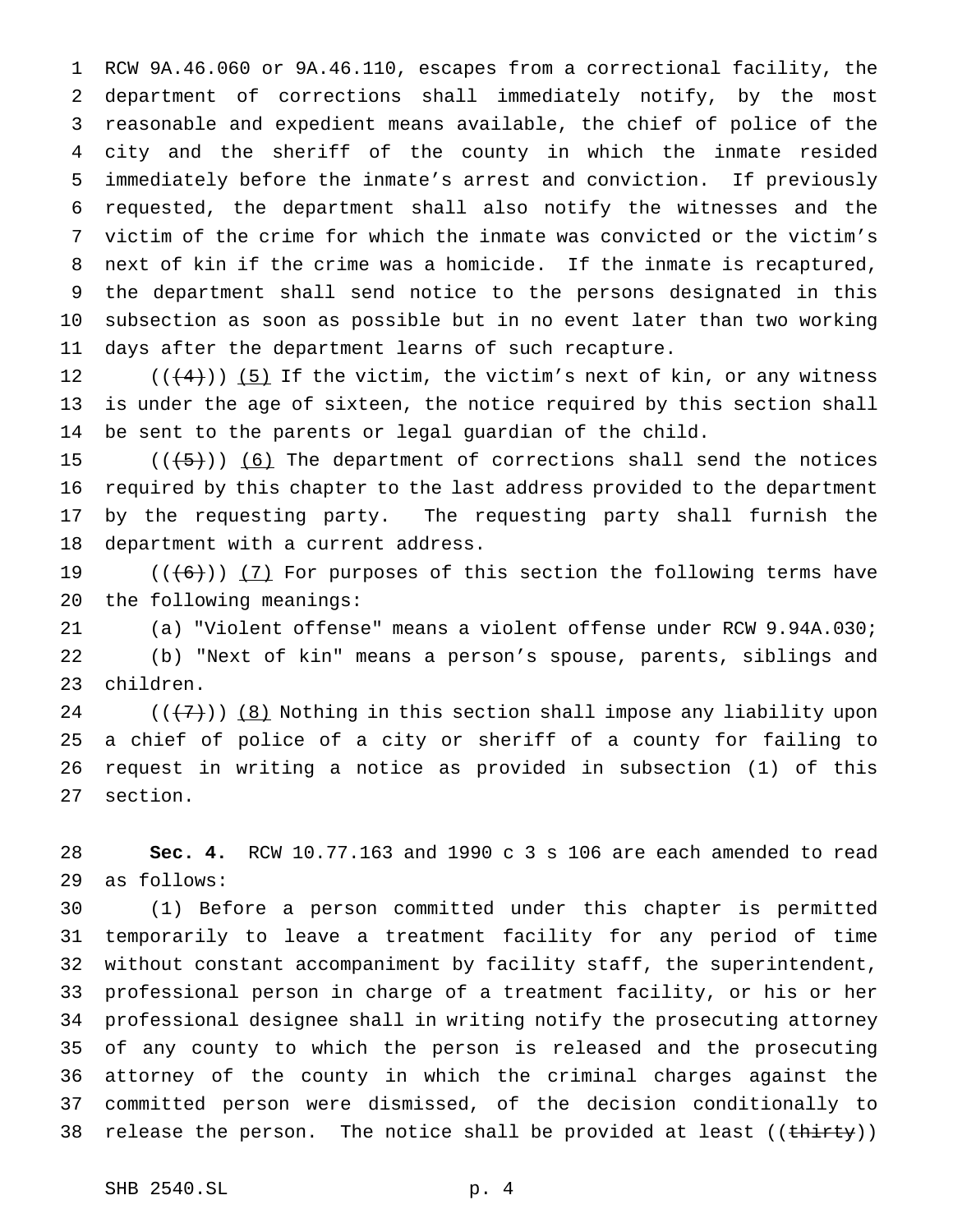RCW 9A.46.060 or 9A.46.110, escapes from a correctional facility, the department of corrections shall immediately notify, by the most reasonable and expedient means available, the chief of police of the city and the sheriff of the county in which the inmate resided immediately before the inmate's arrest and conviction. If previously requested, the department shall also notify the witnesses and the victim of the crime for which the inmate was convicted or the victim's next of kin if the crime was a homicide. If the inmate is recaptured, the department shall send notice to the persons designated in this subsection as soon as possible but in no event later than two working days after the department learns of such recapture.

(((4))) (5) If the victim, the victim's next of kin, or any witness is under the age of sixteen, the notice required by this section shall be sent to the parents or legal guardian of the child.

(((5))) (6) The department of corrections shall send the notices required by this chapter to the last address provided to the department by the requesting party. The requesting party shall furnish the department with a current address.

(((6))) (7) For purposes of this section the following terms have the following meanings:

(a) "Violent offense" means a violent offense under RCW 9.94A.030;

(b) "Next of kin" means a person's spouse, parents, siblings and children.

(((7))) (8) Nothing in this section shall impose any liability upon a chief of police of a city or sheriff of a county for failing to request in writing a notice as provided in subsection (1) of this section.

**Sec. 4.** RCW 10.77.163 and 1990 c 3 s 106 are each amended to read as follows:

(1) Before a person committed under this chapter is permitted temporarily to leave a treatment facility for any period of time without constant accompaniment by facility staff, the superintendent, professional person in charge of a treatment facility, or his or her professional designee shall in writing notify the prosecuting attorney of any county to which the person is released and the prosecuting attorney of the county in which the criminal charges against the committed person were dismissed, of the decision conditionally to release the person. The notice shall be provided at least ((thirty))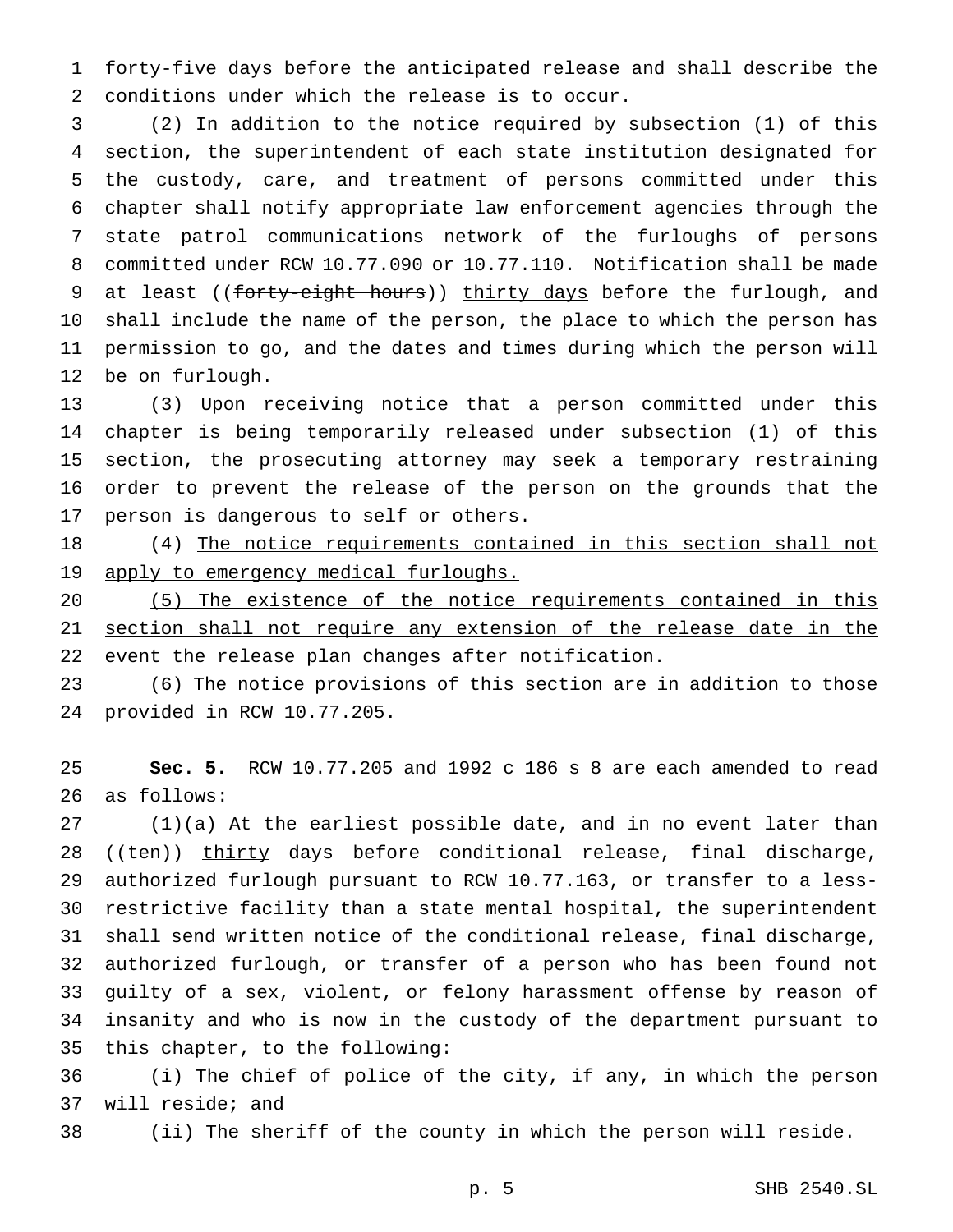forty-five days before the anticipated release and shall describe the conditions under which the release is to occur.

(2) In addition to the notice required by subsection (1) of this section, the superintendent of each state institution designated for the custody, care, and treatment of persons committed under this chapter shall notify appropriate law enforcement agencies through the state patrol communications network of the furloughs of persons committed under RCW 10.77.090 or 10.77.110. Notification shall be made at least ((~~forty-eight hours~~)) thirty days before the furlough, and shall include the name of the person, the place to which the person has permission to go, and the dates and times during which the person will be on furlough.

(3) Upon receiving notice that a person committed under this chapter is being temporarily released under subsection (1) of this section, the prosecuting attorney may seek a temporary restraining order to prevent the release of the person on the grounds that the person is dangerous to self or others.

(4) The notice requirements contained in this section shall not apply to emergency medical furloughs.

(5) The existence of the notice requirements contained in this section shall not require any extension of the release date in the event the release plan changes after notification.

(6) The notice provisions of this section are in addition to those provided in RCW 10.77.205.

**Sec. 5.** RCW 10.77.205 and 1992 c 186 s 8 are each amended to read as follows:

(1)(a) At the earliest possible date, and in no event later than ((~~ten~~)) thirty days before conditional release, final discharge, authorized furlough pursuant to RCW 10.77.163, or transfer to a less-restrictive facility than a state mental hospital, the superintendent shall send written notice of the conditional release, final discharge, authorized furlough, or transfer of a person who has been found not guilty of a sex, violent, or felony harassment offense by reason of insanity and who is now in the custody of the department pursuant to this chapter, to the following:

(i) The chief of police of the city, if any, in which the person will reside; and

(ii) The sheriff of the county in which the person will reside.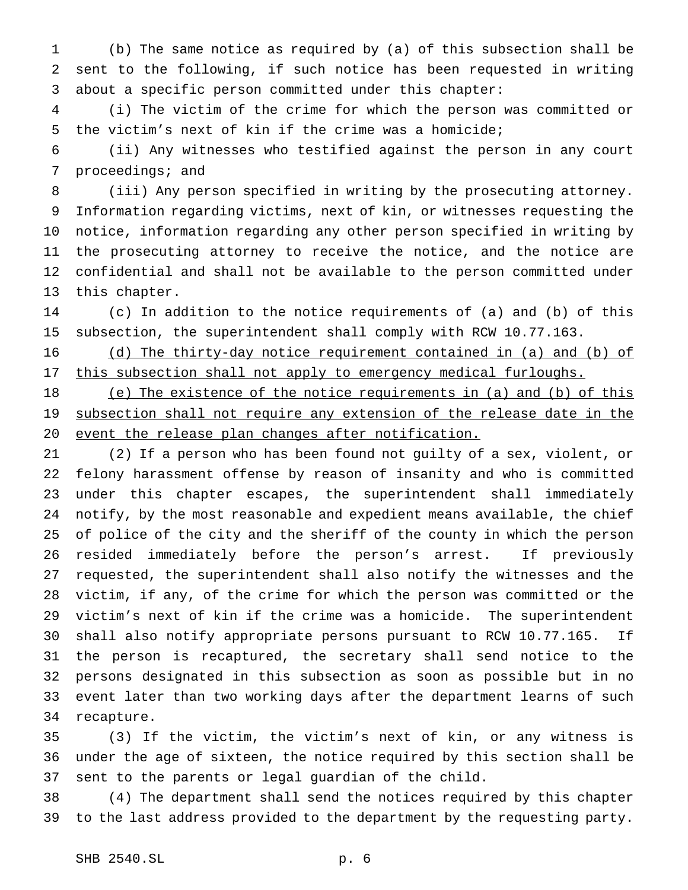(b) The same notice as required by (a) of this subsection shall be sent to the following, if such notice has been requested in writing about a specific person committed under this chapter:

(i) The victim of the crime for which the person was committed or the victim's next of kin if the crime was a homicide;

(ii) Any witnesses who testified against the person in any court proceedings; and

(iii) Any person specified in writing by the prosecuting attorney. Information regarding victims, next of kin, or witnesses requesting the notice, information regarding any other person specified in writing by the prosecuting attorney to receive the notice, and the notice are confidential and shall not be available to the person committed under this chapter.

(c) In addition to the notice requirements of (a) and (b) of this subsection, the superintendent shall comply with RCW 10.77.163.

<u>(d) The thirty-day notice requirement contained in (a) and (b) of this subsection shall not apply to emergency medical furloughs.</u>

<u>(e) The existence of the notice requirements in (a) and (b) of this subsection shall not require any extension of the release date in the event the release plan changes after notification.</u>

(2) If a person who has been found not guilty of a sex, violent, or felony harassment offense by reason of insanity and who is committed under this chapter escapes, the superintendent shall immediately notify, by the most reasonable and expedient means available, the chief of police of the city and the sheriff of the county in which the person resided immediately before the person's arrest. If previously requested, the superintendent shall also notify the witnesses and the victim, if any, of the crime for which the person was committed or the victim's next of kin if the crime was a homicide. The superintendent shall also notify appropriate persons pursuant to RCW 10.77.165. If the person is recaptured, the secretary shall send notice to the persons designated in this subsection as soon as possible but in no event later than two working days after the department learns of such recapture.

(3) If the victim, the victim's next of kin, or any witness is under the age of sixteen, the notice required by this section shall be sent to the parents or legal guardian of the child.

(4) The department shall send the notices required by this chapter to the last address provided to the department by the requesting party.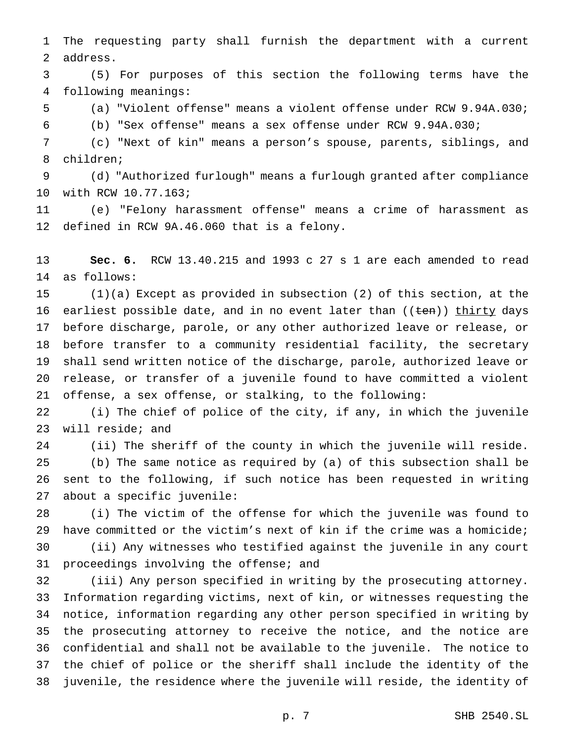The requesting party shall furnish the department with a current address.

(5) For purposes of this section the following terms have the following meanings:

(a) "Violent offense" means a violent offense under RCW 9.94A.030;

(b) "Sex offense" means a sex offense under RCW 9.94A.030;

(c) "Next of kin" means a person's spouse, parents, siblings, and children;

(d) "Authorized furlough" means a furlough granted after compliance with RCW 10.77.163;

(e) "Felony harassment offense" means a crime of harassment as defined in RCW 9A.46.060 that is a felony.

**Sec. 6.** RCW 13.40.215 and 1993 c 27 s 1 are each amended to read as follows:

(1)(a) Except as provided in subsection (2) of this section, at the earliest possible date, and in no event later than ((~~ten~~)) <u>thirty</u> days before discharge, parole, or any other authorized leave or release, or before transfer to a community residential facility, the secretary shall send written notice of the discharge, parole, authorized leave or release, or transfer of a juvenile found to have committed a violent offense, a sex offense, or stalking, to the following:

(i) The chief of police of the city, if any, in which the juvenile will reside; and

(ii) The sheriff of the county in which the juvenile will reside.

(b) The same notice as required by (a) of this subsection shall be sent to the following, if such notice has been requested in writing about a specific juvenile:

(i) The victim of the offense for which the juvenile was found to have committed or the victim's next of kin if the crime was a homicide;

(ii) Any witnesses who testified against the juvenile in any court proceedings involving the offense; and

(iii) Any person specified in writing by the prosecuting attorney. Information regarding victims, next of kin, or witnesses requesting the notice, information regarding any other person specified in writing by the prosecuting attorney to receive the notice, and the notice are confidential and shall not be available to the juvenile. The notice to the chief of police or the sheriff shall include the identity of the juvenile, the residence where the juvenile will reside, the identity of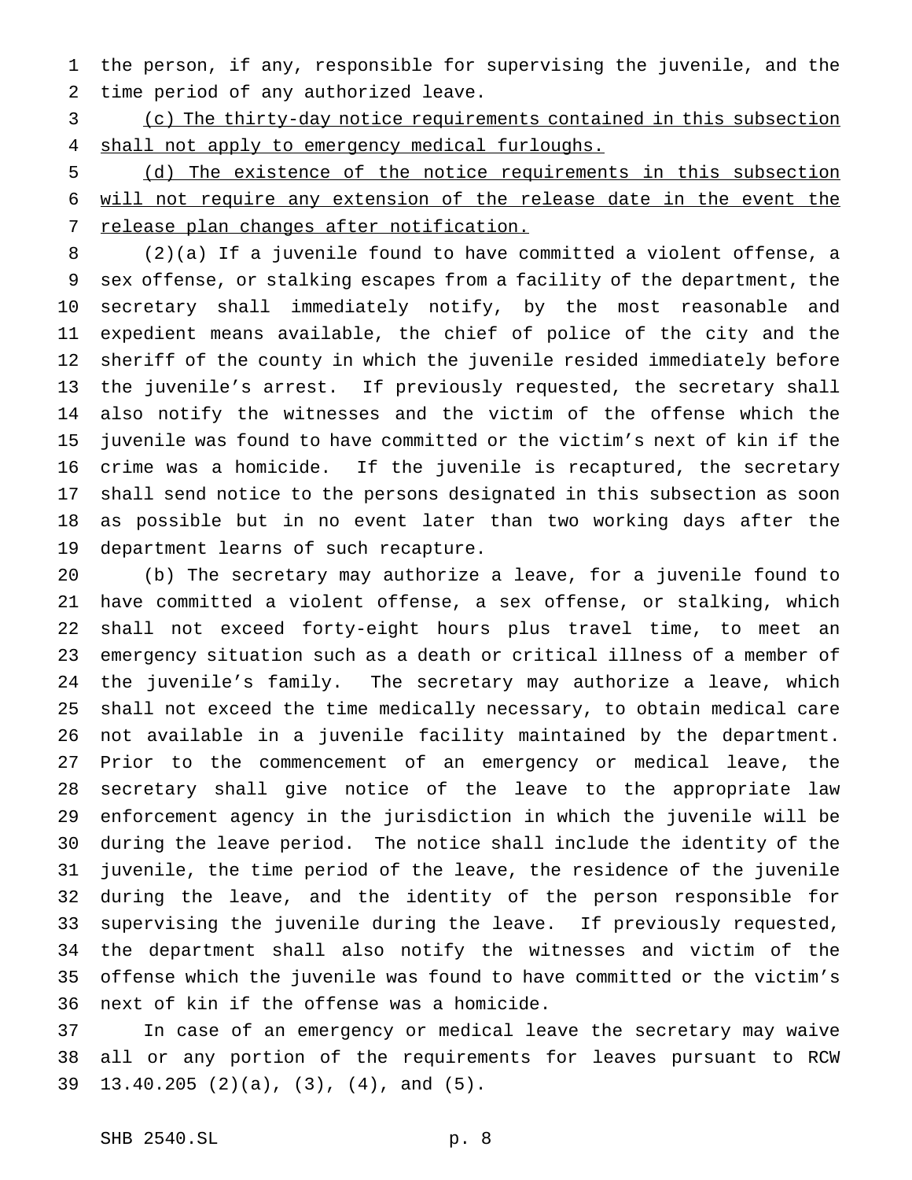the person, if any, responsible for supervising the juvenile, and the time period of any authorized leave.

<u>(c) The thirty-day notice requirements contained in this subsection shall not apply to emergency medical furloughs.</u>

<u>(d) The existence of the notice requirements in this subsection will not require any extension of the release date in the event the release plan changes after notification.</u>

(2)(a) If a juvenile found to have committed a violent offense, a sex offense, or stalking escapes from a facility of the department, the secretary shall immediately notify, by the most reasonable and expedient means available, the chief of police of the city and the sheriff of the county in which the juvenile resided immediately before the juvenile's arrest. If previously requested, the secretary shall also notify the witnesses and the victim of the offense which the juvenile was found to have committed or the victim's next of kin if the crime was a homicide. If the juvenile is recaptured, the secretary shall send notice to the persons designated in this subsection as soon as possible but in no event later than two working days after the department learns of such recapture.

(b) The secretary may authorize a leave, for a juvenile found to have committed a violent offense, a sex offense, or stalking, which shall not exceed forty-eight hours plus travel time, to meet an emergency situation such as a death or critical illness of a member of the juvenile's family. The secretary may authorize a leave, which shall not exceed the time medically necessary, to obtain medical care not available in a juvenile facility maintained by the department. Prior to the commencement of an emergency or medical leave, the secretary shall give notice of the leave to the appropriate law enforcement agency in the jurisdiction in which the juvenile will be during the leave period. The notice shall include the identity of the juvenile, the time period of the leave, the residence of the juvenile during the leave, and the identity of the person responsible for supervising the juvenile during the leave. If previously requested, the department shall also notify the witnesses and victim of the offense which the juvenile was found to have committed or the victim's next of kin if the offense was a homicide.

In case of an emergency or medical leave the secretary may waive all or any portion of the requirements for leaves pursuant to RCW 13.40.205 (2)(a), (3), (4), and (5).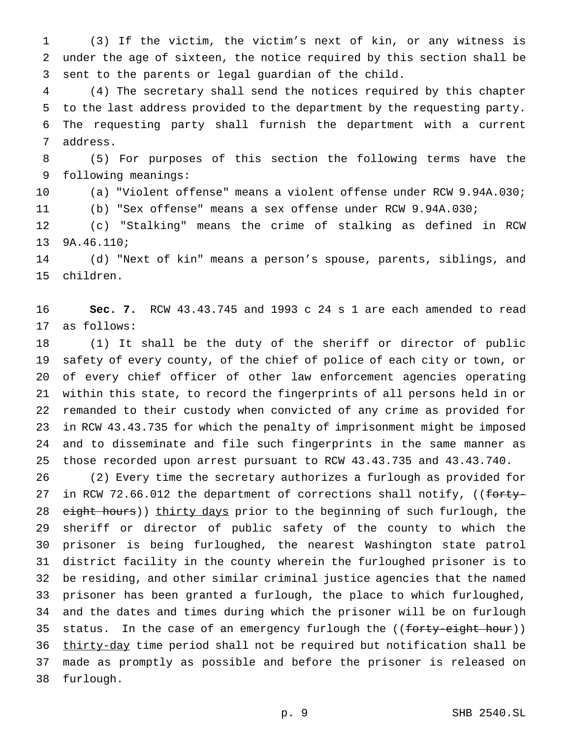(3) If the victim, the victim's next of kin, or any witness is under the age of sixteen, the notice required by this section shall be sent to the parents or legal guardian of the child.

(4) The secretary shall send the notices required by this chapter to the last address provided to the department by the requesting party. The requesting party shall furnish the department with a current address.

(5) For purposes of this section the following terms have the following meanings:

(a) "Violent offense" means a violent offense under RCW 9.94A.030;

(b) "Sex offense" means a sex offense under RCW 9.94A.030;

(c) "Stalking" means the crime of stalking as defined in RCW 9A.46.110;

(d) "Next of kin" means a person's spouse, parents, siblings, and children.

**Sec. 7.** RCW 43.43.745 and 1993 c 24 s 1 are each amended to read as follows:

(1) It shall be the duty of the sheriff or director of public safety of every county, of the chief of police of each city or town, or of every chief officer of other law enforcement agencies operating within this state, to record the fingerprints of all persons held in or remanded to their custody when convicted of any crime as provided for in RCW 43.43.735 for which the penalty of imprisonment might be imposed and to disseminate and file such fingerprints in the same manner as those recorded upon arrest pursuant to RCW 43.43.735 and 43.43.740.

(2) Every time the secretary authorizes a furlough as provided for in RCW 72.66.012 the department of corrections shall notify, ((~~forty-eight hours~~)) thirty days prior to the beginning of such furlough, the sheriff or director of public safety of the county to which the prisoner is being furloughed, the nearest Washington state patrol district facility in the county wherein the furloughed prisoner is to be residing, and other similar criminal justice agencies that the named prisoner has been granted a furlough, the place to which furloughed, and the dates and times during which the prisoner will be on furlough status. In the case of an emergency furlough the ((~~forty-eight hour~~)) thirty-day time period shall not be required but notification shall be made as promptly as possible and before the prisoner is released on furlough.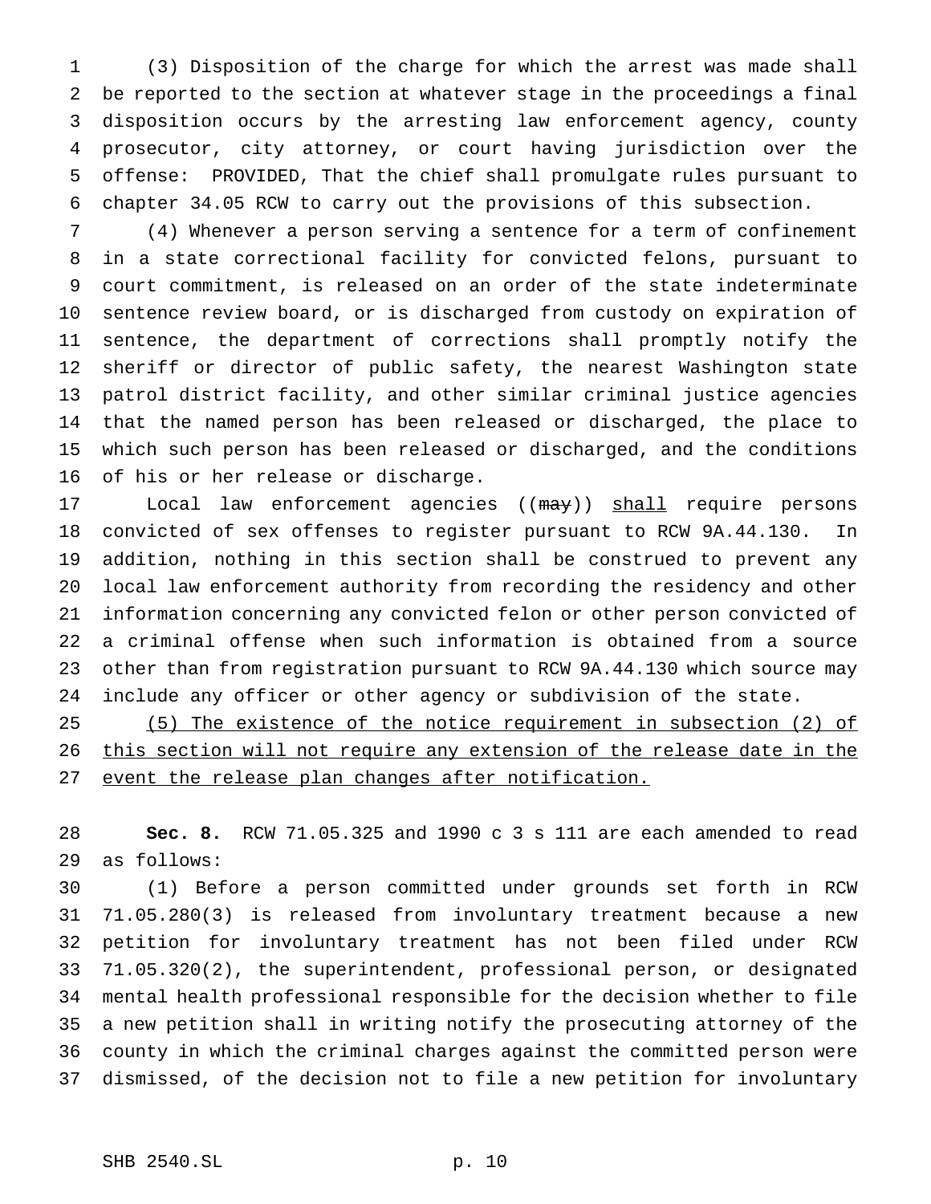(3) Disposition of the charge for which the arrest was made shall be reported to the section at whatever stage in the proceedings a final disposition occurs by the arresting law enforcement agency, county prosecutor, city attorney, or court having jurisdiction over the offense: PROVIDED, That the chief shall promulgate rules pursuant to chapter 34.05 RCW to carry out the provisions of this subsection.

(4) Whenever a person serving a sentence for a term of confinement in a state correctional facility for convicted felons, pursuant to court commitment, is released on an order of the state indeterminate sentence review board, or is discharged from custody on expiration of sentence, the department of corrections shall promptly notify the sheriff or director of public safety, the nearest Washington state patrol district facility, and other similar criminal justice agencies that the named person has been released or discharged, the place to which such person has been released or discharged, and the conditions of his or her release or discharge.

Local law enforcement agencies ((~~may~~)) <u>shall</u> require persons convicted of sex offenses to register pursuant to RCW 9A.44.130. In addition, nothing in this section shall be construed to prevent any local law enforcement authority from recording the residency and other information concerning any convicted felon or other person convicted of a criminal offense when such information is obtained from a source other than from registration pursuant to RCW 9A.44.130 which source may include any officer or other agency or subdivision of the state.

<u>(5) The existence of the notice requirement in subsection (2) of this section will not require any extension of the release date in the event the release plan changes after notification.</u>

**Sec. 8.** RCW 71.05.325 and 1990 c 3 s 111 are each amended to read as follows:

(1) Before a person committed under grounds set forth in RCW 71.05.280(3) is released from involuntary treatment because a new petition for involuntary treatment has not been filed under RCW 71.05.320(2), the superintendent, professional person, or designated mental health professional responsible for the decision whether to file a new petition shall in writing notify the prosecuting attorney of the county in which the criminal charges against the committed person were dismissed, of the decision not to file a new petition for involuntary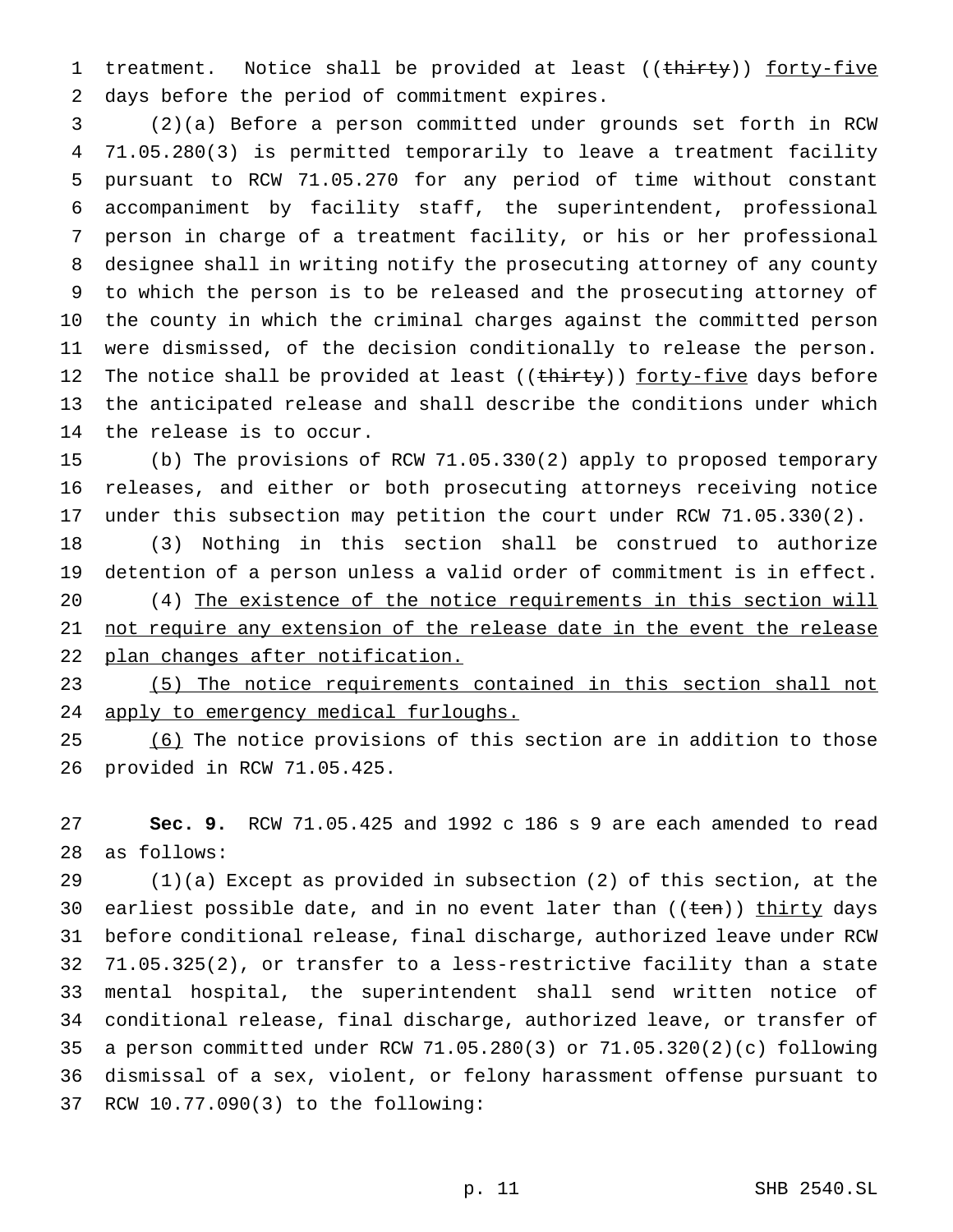treatment. Notice shall be provided at least ((~~thirty~~)) <u>forty-five</u> days before the period of commitment expires.

(2)(a) Before a person committed under grounds set forth in RCW 71.05.280(3) is permitted temporarily to leave a treatment facility pursuant to RCW 71.05.270 for any period of time without constant accompaniment by facility staff, the superintendent, professional person in charge of a treatment facility, or his or her professional designee shall in writing notify the prosecuting attorney of any county to which the person is to be released and the prosecuting attorney of the county in which the criminal charges against the committed person were dismissed, of the decision conditionally to release the person. The notice shall be provided at least ((~~thirty~~)) <u>forty-five</u> days before the anticipated release and shall describe the conditions under which the release is to occur.

(b) The provisions of RCW 71.05.330(2) apply to proposed temporary releases, and either or both prosecuting attorneys receiving notice under this subsection may petition the court under RCW 71.05.330(2).

(3) Nothing in this section shall be construed to authorize detention of a person unless a valid order of commitment is in effect.

(4) <u>The existence of the notice requirements in this section will not require any extension of the release date in the event the release plan changes after notification.</u>

<u>(5) The notice requirements contained in this section shall not apply to emergency medical furloughs.</u>

<u>(6)</u> The notice provisions of this section are in addition to those provided in RCW 71.05.425.

**Sec. 9.** RCW 71.05.425 and 1992 c 186 s 9 are each amended to read as follows:

(1)(a) Except as provided in subsection (2) of this section, at the earliest possible date, and in no event later than ((~~ten~~)) <u>thirty</u> days before conditional release, final discharge, authorized leave under RCW 71.05.325(2), or transfer to a less-restrictive facility than a state mental hospital, the superintendent shall send written notice of conditional release, final discharge, authorized leave, or transfer of a person committed under RCW 71.05.280(3) or 71.05.320(2)(c) following dismissal of a sex, violent, or felony harassment offense pursuant to RCW 10.77.090(3) to the following: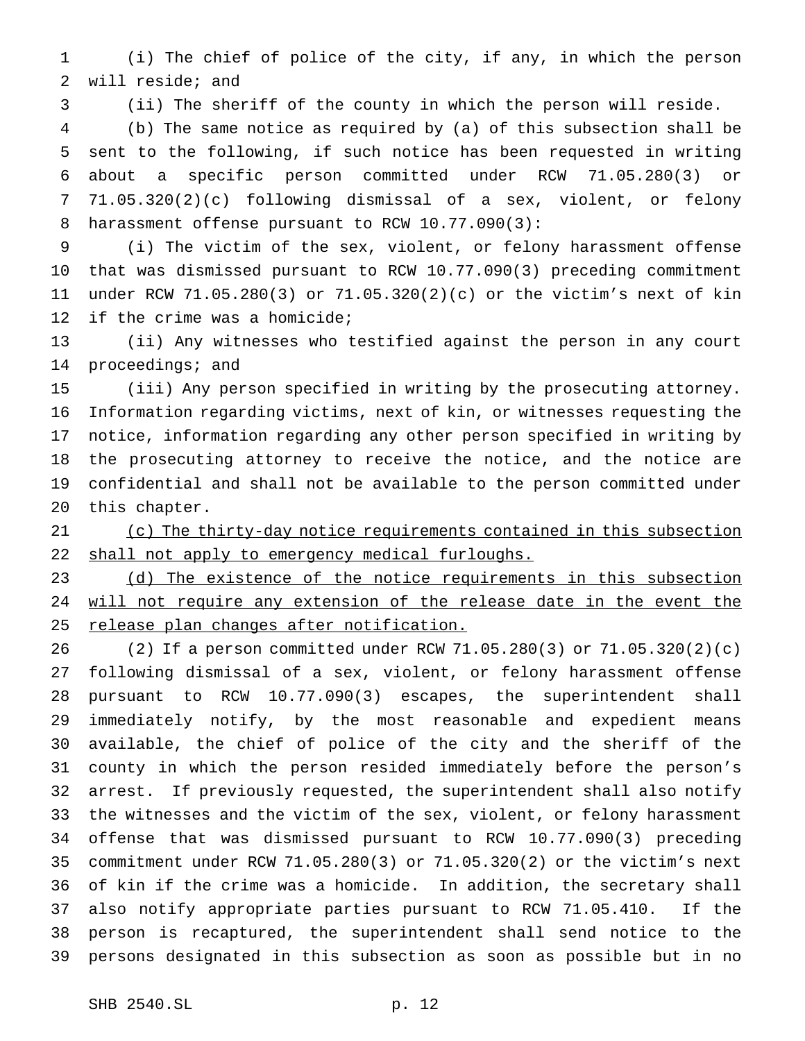(i) The chief of police of the city, if any, in which the person will reside; and

(ii) The sheriff of the county in which the person will reside.

(b) The same notice as required by (a) of this subsection shall be sent to the following, if such notice has been requested in writing about a specific person committed under RCW 71.05.280(3) or 71.05.320(2)(c) following dismissal of a sex, violent, or felony harassment offense pursuant to RCW 10.77.090(3):

(i) The victim of the sex, violent, or felony harassment offense that was dismissed pursuant to RCW 10.77.090(3) preceding commitment under RCW 71.05.280(3) or 71.05.320(2)(c) or the victim's next of kin if the crime was a homicide;

(ii) Any witnesses who testified against the person in any court proceedings; and

(iii) Any person specified in writing by the prosecuting attorney. Information regarding victims, next of kin, or witnesses requesting the notice, information regarding any other person specified in writing by the prosecuting attorney to receive the notice, and the notice are confidential and shall not be available to the person committed under this chapter.

<u>(c) The thirty-day notice requirements contained in this subsection shall not apply to emergency medical furloughs.</u>

<u>(d) The existence of the notice requirements in this subsection will not require any extension of the release date in the event the release plan changes after notification.</u>

(2) If a person committed under RCW 71.05.280(3) or 71.05.320(2)(c) following dismissal of a sex, violent, or felony harassment offense pursuant to RCW 10.77.090(3) escapes, the superintendent shall immediately notify, by the most reasonable and expedient means available, the chief of police of the city and the sheriff of the county in which the person resided immediately before the person's arrest. If previously requested, the superintendent shall also notify the witnesses and the victim of the sex, violent, or felony harassment offense that was dismissed pursuant to RCW 10.77.090(3) preceding commitment under RCW 71.05.280(3) or 71.05.320(2) or the victim's next of kin if the crime was a homicide. In addition, the secretary shall also notify appropriate parties pursuant to RCW 71.05.410. If the person is recaptured, the superintendent shall send notice to the persons designated in this subsection as soon as possible but in no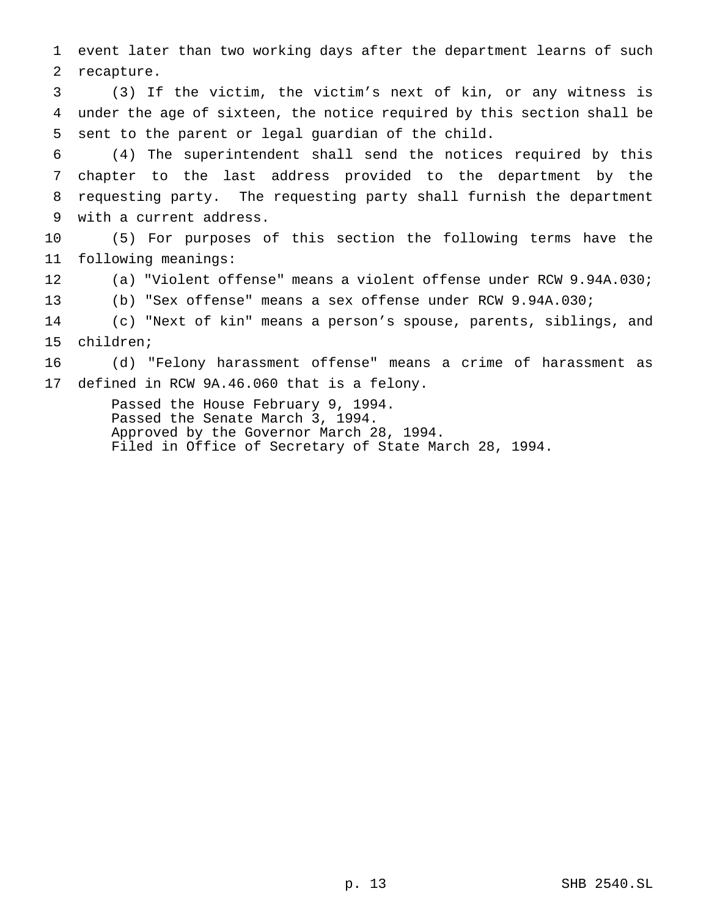event later than two working days after the department learns of such recapture.

(3) If the victim, the victim's next of kin, or any witness is under the age of sixteen, the notice required by this section shall be sent to the parent or legal guardian of the child.

(4) The superintendent shall send the notices required by this chapter to the last address provided to the department by the requesting party. The requesting party shall furnish the department with a current address.

(5) For purposes of this section the following terms have the following meanings:

(a) "Violent offense" means a violent offense under RCW 9.94A.030;

(b) "Sex offense" means a sex offense under RCW 9.94A.030;

(c) "Next of kin" means a person's spouse, parents, siblings, and children;

(d) "Felony harassment offense" means a crime of harassment as defined in RCW 9A.46.060 that is a felony.

Passed the House February 9, 1994.
Passed the Senate March 3, 1994.
Approved by the Governor March 28, 1994.
Filed in Office of Secretary of State March 28, 1994.